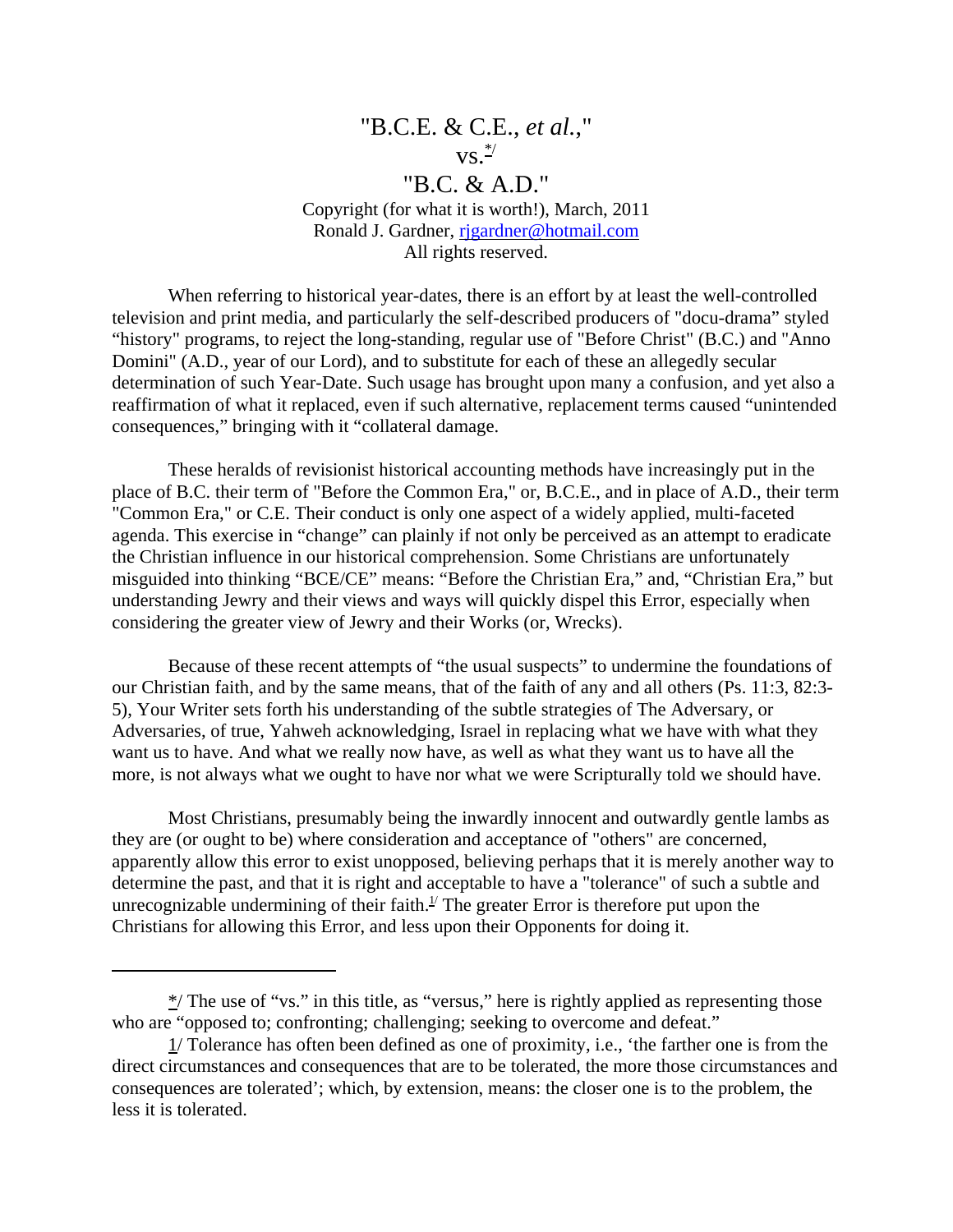# "B.C.E. & C.E., *et al.*," vs.[*/] "B.C. & A.D."

Copyright (for what it is worth!), March, 2011
Ronald J. Gardner, rjgardner@hotmail.com
All rights reserved.

When referring to historical year-dates, there is an effort by at least the well-controlled television and print media, and particularly the self-described producers of "docu-drama" styled "history" programs, to reject the long-standing, regular use of "Before Christ" (B.C.) and "Anno Domini" (A.D., year of our Lord), and to substitute for each of these an allegedly secular determination of such Year-Date. Such usage has brought upon many a confusion, and yet also a reaffirmation of what it replaced, even if such alternative, replacement terms caused "unintended consequences," bringing with it "collateral damage.

These heralds of revisionist historical accounting methods have increasingly put in the place of B.C. their term of "Before the Common Era," or, B.C.E., and in place of A.D., their term "Common Era," or C.E. Their conduct is only one aspect of a widely applied, multi-faceted agenda. This exercise in "change" can plainly if not only be perceived as an attempt to eradicate the Christian influence in our historical comprehension. Some Christians are unfortunately misguided into thinking "BCE/CE" means: "Before the Christian Era," and, "Christian Era," but understanding Jewry and their views and ways will quickly dispel this Error, especially when considering the greater view of Jewry and their Works (or, Wrecks).

Because of these recent attempts of "the usual suspects" to undermine the foundations of our Christian faith, and by the same means, that of the faith of any and all others (Ps. 11:3, 82:3-5), Your Writer sets forth his understanding of the subtle strategies of The Adversary, or Adversaries, of true, Yahweh acknowledging, Israel in replacing what we have with what they want us to have. And what we really now have, as well as what they want us to have all the more, is not always what we ought to have nor what we were Scripturally told we should have.

Most Christians, presumably being the inwardly innocent and outwardly gentle lambs as they are (or ought to be) where consideration and acceptance of "others" are concerned, apparently allow this error to exist unopposed, believing perhaps that it is merely another way to determine the past, and that it is right and acceptable to have a "tolerance" of such a subtle and unrecognizable undermining of their faith.[1/] The greater Error is therefore put upon the Christians for allowing this Error, and less upon their Opponents for doing it.

---

*/ The use of "vs." in this title, as "versus," here is rightly applied as representing those who are "opposed to; confronting; challenging; seeking to overcome and defeat."

1/ Tolerance has often been defined as one of proximity, i.e., 'the farther one is from the direct circumstances and consequences that are to be tolerated, the more those circumstances and consequences are tolerated'; which, by extension, means: the closer one is to the problem, the less it is tolerated.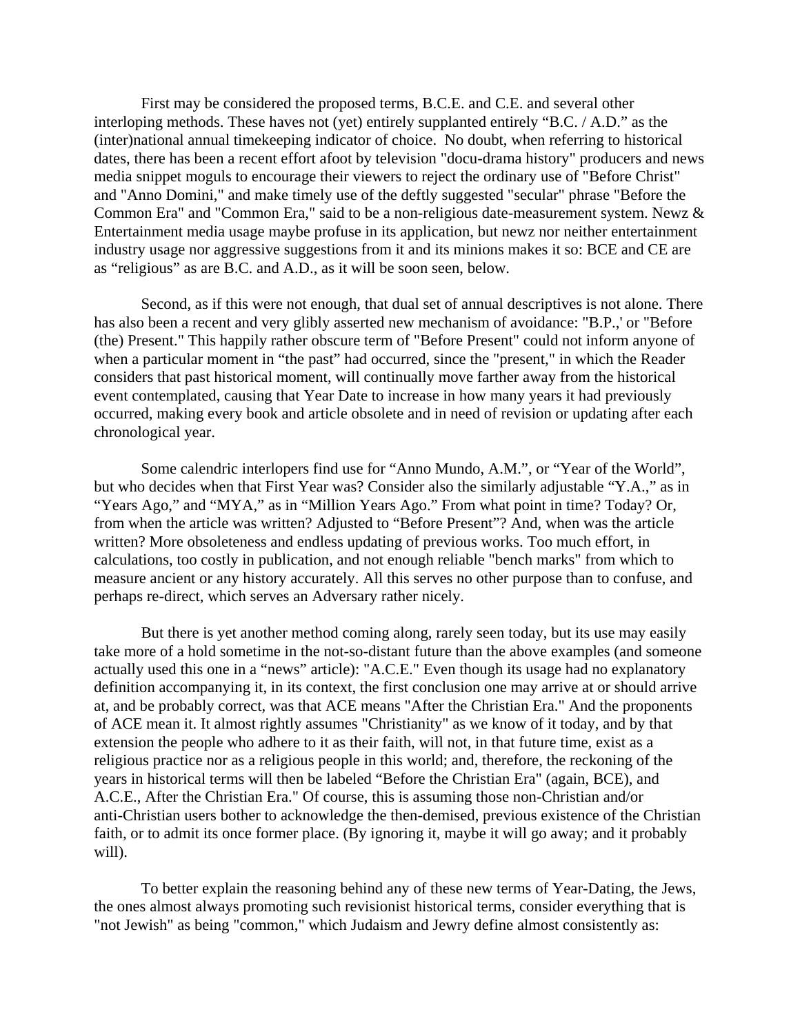First may be considered the proposed terms, B.C.E. and C.E. and several other interloping methods. These haves not (yet) entirely supplanted entirely "B.C. / A.D." as the (inter)national annual timekeeping indicator of choice. No doubt, when referring to historical dates, there has been a recent effort afoot by television "docu-drama history" producers and news media snippet moguls to encourage their viewers to reject the ordinary use of "Before Christ" and "Anno Domini," and make timely use of the deftly suggested "secular" phrase "Before the Common Era" and "Common Era," said to be a non-religious date-measurement system. Newz & Entertainment media usage maybe profuse in its application, but newz nor neither entertainment industry usage nor aggressive suggestions from it and its minions makes it so: BCE and CE are as "religious" as are B.C. and A.D., as it will be soon seen, below.

Second, as if this were not enough, that dual set of annual descriptives is not alone. There has also been a recent and very glibly asserted new mechanism of avoidance: "B.P.,' or "Before (the) Present." This happily rather obscure term of "Before Present" could not inform anyone of when a particular moment in "the past" had occurred, since the "present," in which the Reader considers that past historical moment, will continually move farther away from the historical event contemplated, causing that Year Date to increase in how many years it had previously occurred, making every book and article obsolete and in need of revision or updating after each chronological year.

Some calendric interlopers find use for "Anno Mundo, A.M.", or "Year of the World", but who decides when that First Year was? Consider also the similarly adjustable "Y.A.," as in "Years Ago," and "MYA," as in "Million Years Ago." From what point in time? Today? Or, from when the article was written? Adjusted to "Before Present"? And, when was the article written? More obsoleteness and endless updating of previous works. Too much effort, in calculations, too costly in publication, and not enough reliable "bench marks" from which to measure ancient or any history accurately. All this serves no other purpose than to confuse, and perhaps re-direct, which serves an Adversary rather nicely.

But there is yet another method coming along, rarely seen today, but its use may easily take more of a hold sometime in the not-so-distant future than the above examples (and someone actually used this one in a "news" article): "A.C.E." Even though its usage had no explanatory definition accompanying it, in its context, the first conclusion one may arrive at or should arrive at, and be probably correct, was that ACE means "After the Christian Era." And the proponents of ACE mean it. It almost rightly assumes "Christianity" as we know of it today, and by that extension the people who adhere to it as their faith, will not, in that future time, exist as a religious practice nor as a religious people in this world; and, therefore, the reckoning of the years in historical terms will then be labeled "Before the Christian Era" (again, BCE), and A.C.E., After the Christian Era." Of course, this is assuming those non-Christian and/or anti-Christian users bother to acknowledge the then-demised, previous existence of the Christian faith, or to admit its once former place. (By ignoring it, maybe it will go away; and it probably will).

To better explain the reasoning behind any of these new terms of Year-Dating, the Jews, the ones almost always promoting such revisionist historical terms, consider everything that is "not Jewish" as being "common," which Judaism and Jewry define almost consistently as: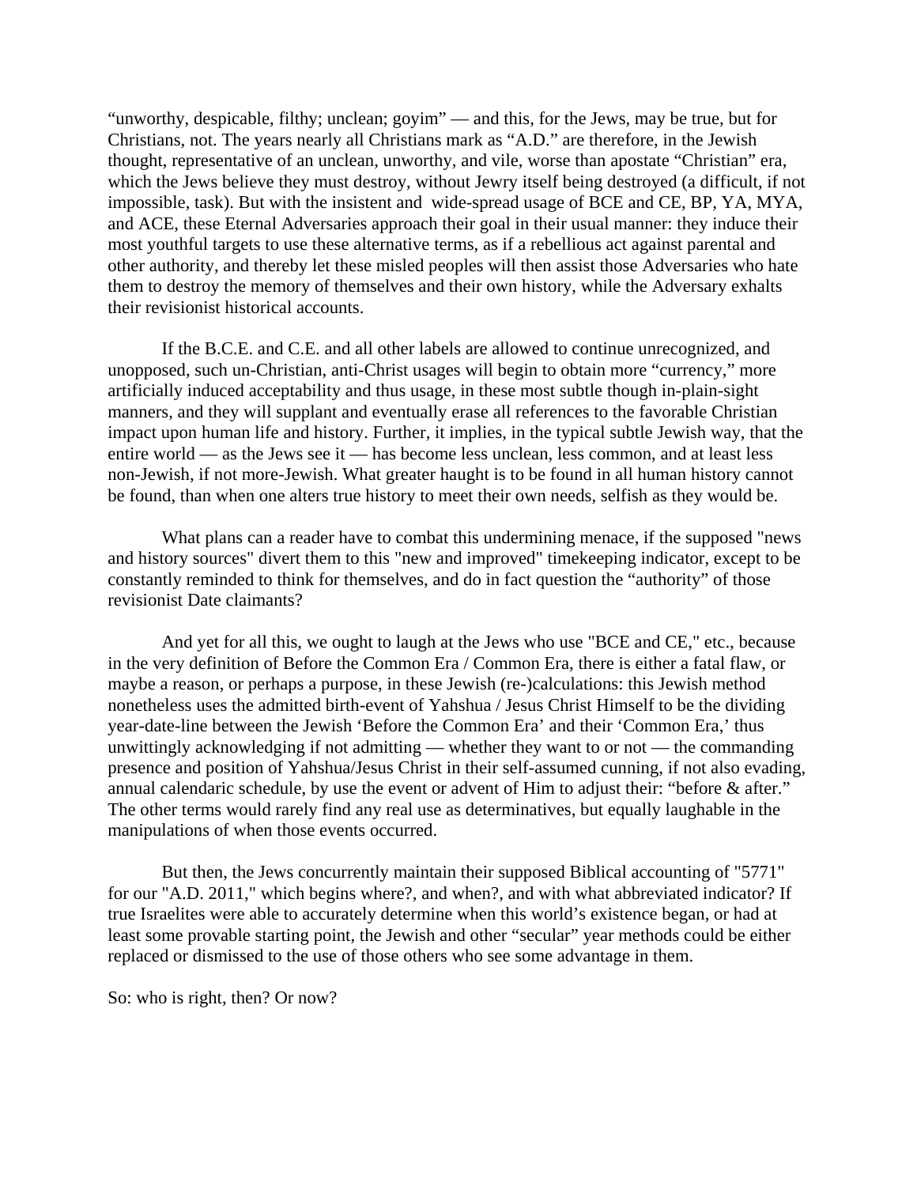"unworthy, despicable, filthy; unclean; goyim" — and this, for the Jews, may be true, but for Christians, not. The years nearly all Christians mark as "A.D." are therefore, in the Jewish thought, representative of an unclean, unworthy, and vile, worse than apostate "Christian" era, which the Jews believe they must destroy, without Jewry itself being destroyed (a difficult, if not impossible, task). But with the insistent and wide-spread usage of BCE and CE, BP, YA, MYA, and ACE, these Eternal Adversaries approach their goal in their usual manner: they induce their most youthful targets to use these alternative terms, as if a rebellious act against parental and other authority, and thereby let these misled peoples will then assist those Adversaries who hate them to destroy the memory of themselves and their own history, while the Adversary exhalts their revisionist historical accounts.

If the B.C.E. and C.E. and all other labels are allowed to continue unrecognized, and unopposed, such un-Christian, anti-Christ usages will begin to obtain more "currency," more artificially induced acceptability and thus usage, in these most subtle though in-plain-sight manners, and they will supplant and eventually erase all references to the favorable Christian impact upon human life and history. Further, it implies, in the typical subtle Jewish way, that the entire world — as the Jews see it — has become less unclean, less common, and at least less non-Jewish, if not more-Jewish. What greater haught is to be found in all human history cannot be found, than when one alters true history to meet their own needs, selfish as they would be.

What plans can a reader have to combat this undermining menace, if the supposed "news and history sources" divert them to this "new and improved" timekeeping indicator, except to be constantly reminded to think for themselves, and do in fact question the "authority" of those revisionist Date claimants?

And yet for all this, we ought to laugh at the Jews who use "BCE and CE," etc., because in the very definition of Before the Common Era / Common Era, there is either a fatal flaw, or maybe a reason, or perhaps a purpose, in these Jewish (re-)calculations: this Jewish method nonetheless uses the admitted birth-event of Yahshua / Jesus Christ Himself to be the dividing year-date-line between the Jewish 'Before the Common Era' and their 'Common Era,' thus unwittingly acknowledging if not admitting — whether they want to or not — the commanding presence and position of Yahshua/Jesus Christ in their self-assumed cunning, if not also evading, annual calendaric schedule, by use the event or advent of Him to adjust their: "before & after." The other terms would rarely find any real use as determinatives, but equally laughable in the manipulations of when those events occurred.

But then, the Jews concurrently maintain their supposed Biblical accounting of "5771" for our "A.D. 2011," which begins where?, and when?, and with what abbreviated indicator? If true Israelites were able to accurately determine when this world's existence began, or had at least some provable starting point, the Jewish and other "secular" year methods could be either replaced or dismissed to the use of those others who see some advantage in them.

So: who is right, then? Or now?